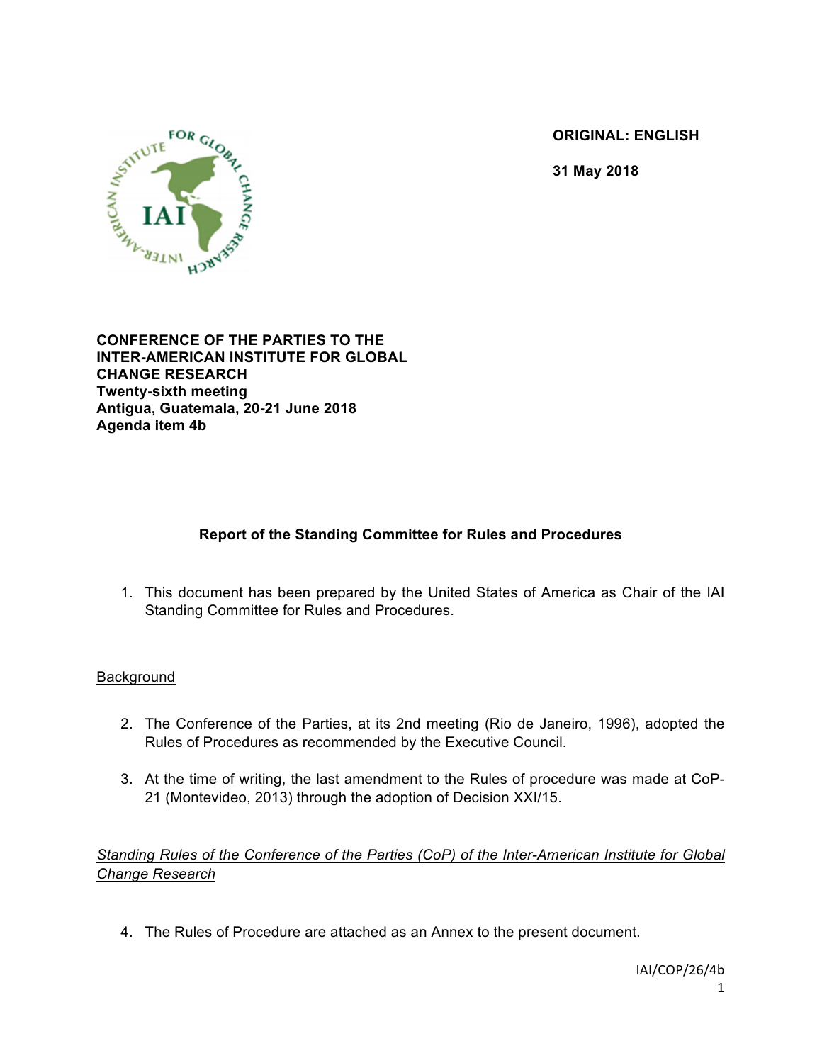**ORIGINAL: ENGLISH**

**31 May 2018**

**CONFERENCE OF THE PARTIES TO THE INTER-AMERICAN INSTITUTE FOR GLOBAL CHANGE RESEARCH**
**Twenty-sixth meeting**
**Antigua, Guatemala, 20-21 June 2018**
**Agenda item 4b**

## Report of the Standing Committee for Rules and Procedures

1. This document has been prepared by the United States of America as Chair of the IAI Standing Committee for Rules and Procedures.

Background

2. The Conference of the Parties, at its 2nd meeting (Rio de Janeiro, 1996), adopted the Rules of Procedures as recommended by the Executive Council.

3. At the time of writing, the last amendment to the Rules of procedure was made at CoP-21 (Montevideo, 2013) through the adoption of Decision XXI/15.

*Standing Rules of the Conference of the Parties (CoP) of the Inter-American Institute for Global Change Research*

4. The Rules of Procedure are attached as an Annex to the present document.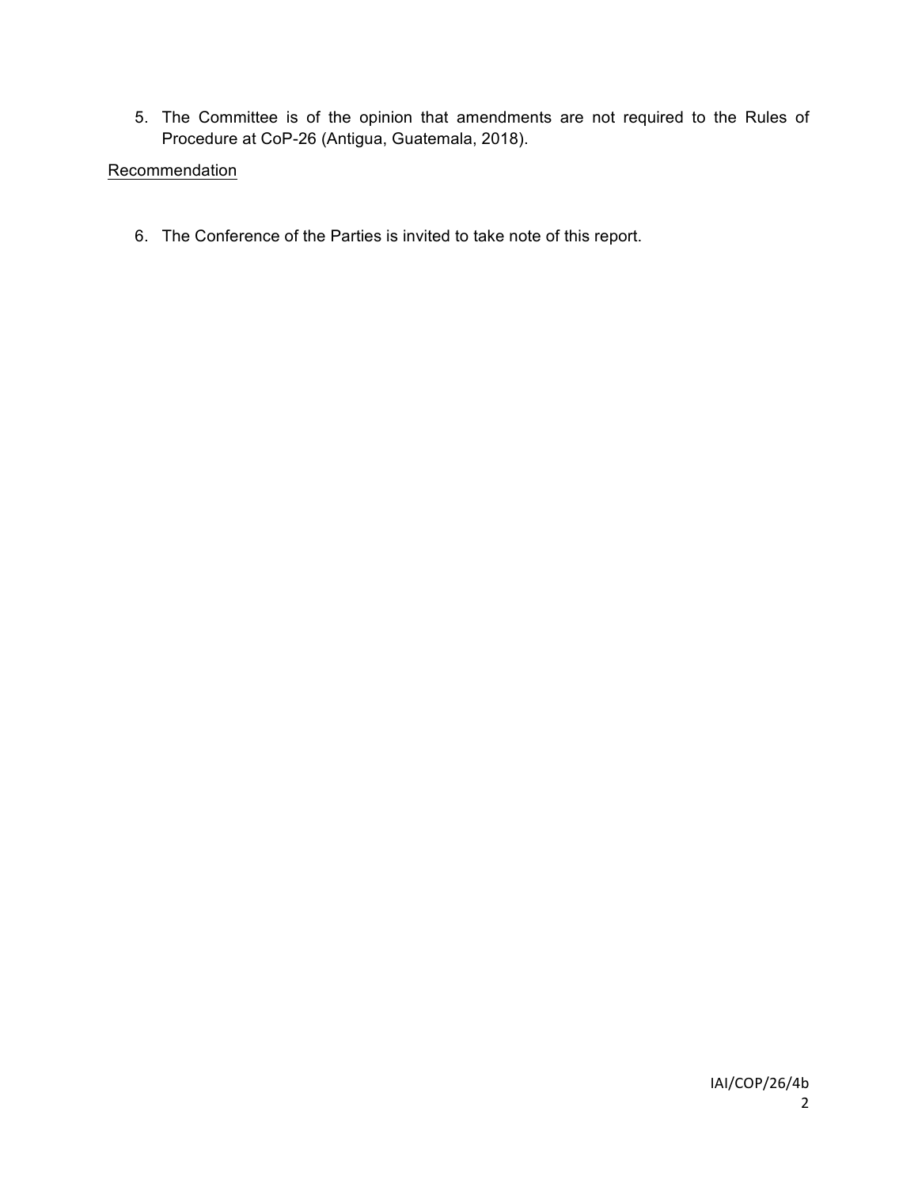5. The Committee is of the opinion that amendments are not required to the Rules of Procedure at CoP-26 (Antigua, Guatemala, 2018).

<u>Recommendation</u>

6. The Conference of the Parties is invited to take note of this report.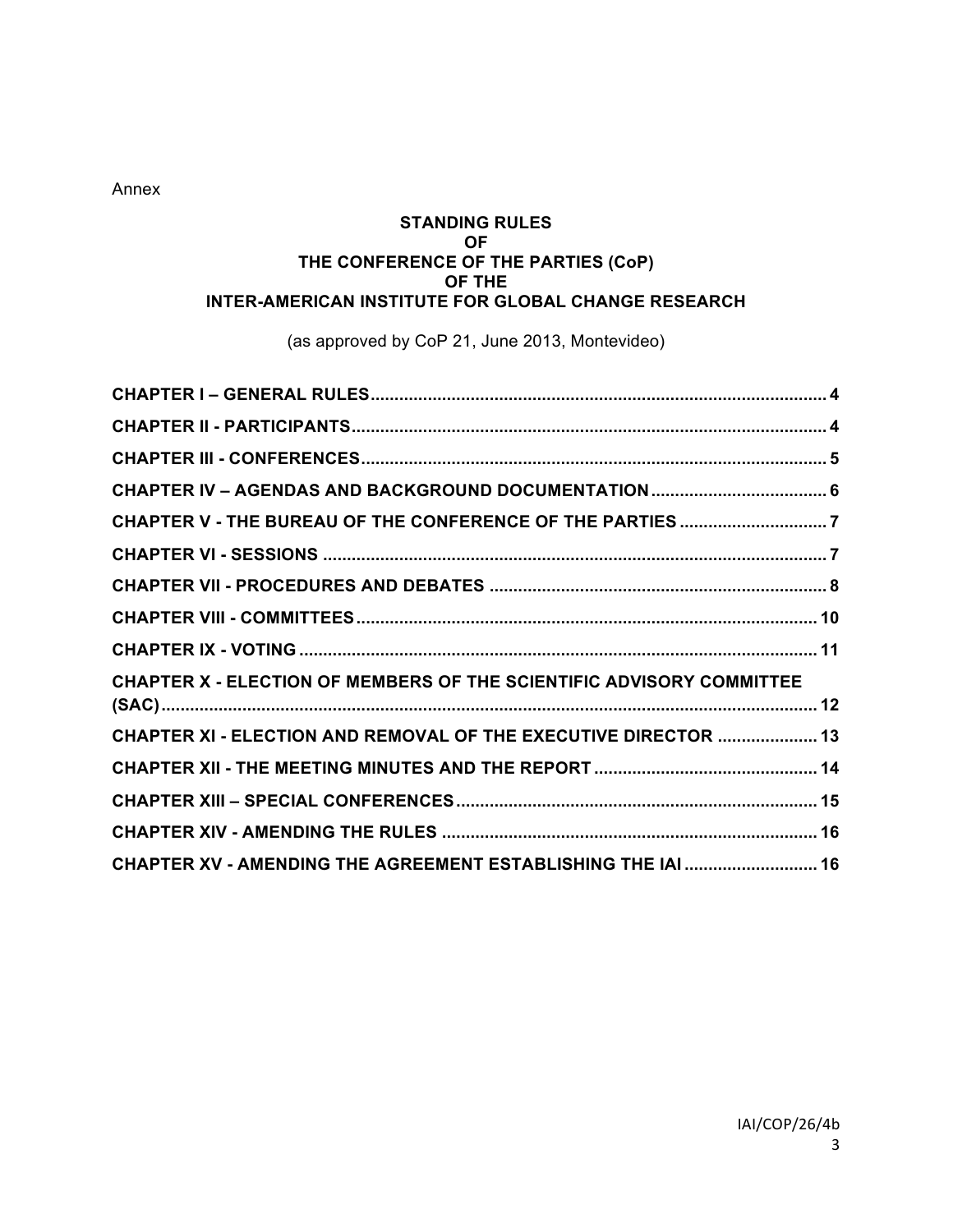Annex

# STANDING RULES
# OF
# THE CONFERENCE OF THE PARTIES (CoP)
# OF THE
# INTER-AMERICAN INSTITUTE FOR GLOBAL CHANGE RESEARCH

(as approved by CoP 21, June 2013, Montevideo)

**CHAPTER I – GENERAL RULES** .......... 4
**CHAPTER II - PARTICIPANTS** .......... 4
**CHAPTER III - CONFERENCES** .......... 5
**CHAPTER IV – AGENDAS AND BACKGROUND DOCUMENTATION** .......... 6
**CHAPTER V - THE BUREAU OF THE CONFERENCE OF THE PARTIES** .......... 7
**CHAPTER VI - SESSIONS** .......... 7
**CHAPTER VII - PROCEDURES AND DEBATES** .......... 8
**CHAPTER VIII - COMMITTEES** .......... 10
**CHAPTER IX - VOTING** .......... 11
**CHAPTER X - ELECTION OF MEMBERS OF THE SCIENTIFIC ADVISORY COMMITTEE (SAC)** .......... 12
**CHAPTER XI - ELECTION AND REMOVAL OF THE EXECUTIVE DIRECTOR** .......... 13
**CHAPTER XII - THE MEETING MINUTES AND THE REPORT** .......... 14
**CHAPTER XIII – SPECIAL CONFERENCES** .......... 15
**CHAPTER XIV - AMENDING THE RULES** .......... 16
**CHAPTER XV - AMENDING THE AGREEMENT ESTABLISHING THE IAI** .......... 16

IAI/COP/26/4b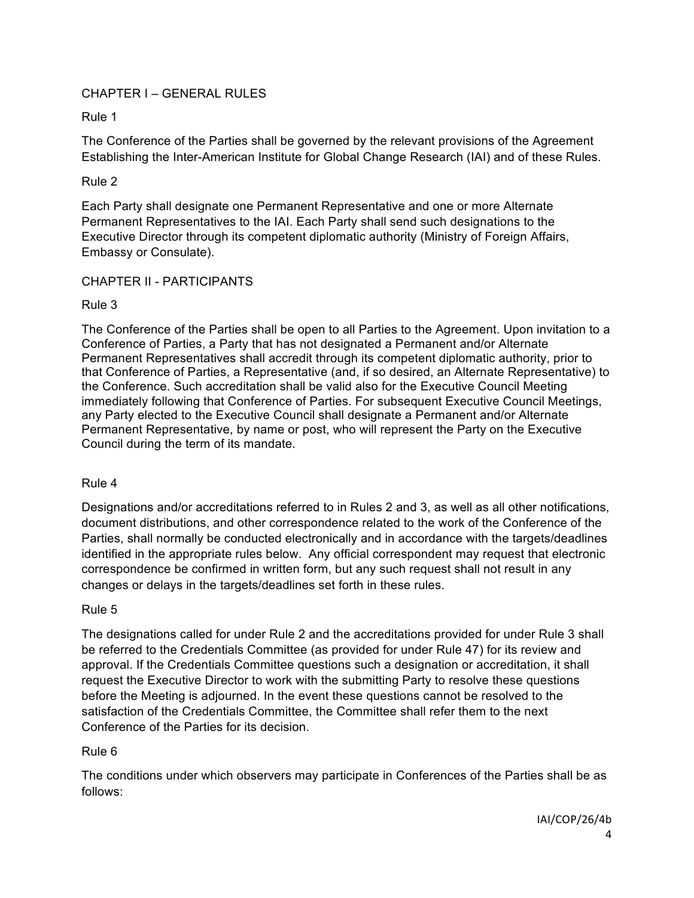## CHAPTER I – GENERAL RULES

### Rule 1

The Conference of the Parties shall be governed by the relevant provisions of the Agreement Establishing the Inter-American Institute for Global Change Research (IAI) and of these Rules.

### Rule 2

Each Party shall designate one Permanent Representative and one or more Alternate Permanent Representatives to the IAI. Each Party shall send such designations to the Executive Director through its competent diplomatic authority (Ministry of Foreign Affairs, Embassy or Consulate).

## CHAPTER II - PARTICIPANTS

### Rule 3

The Conference of the Parties shall be open to all Parties to the Agreement. Upon invitation to a Conference of Parties, a Party that has not designated a Permanent and/or Alternate Permanent Representatives shall accredit through its competent diplomatic authority, prior to that Conference of Parties, a Representative (and, if so desired, an Alternate Representative) to the Conference. Such accreditation shall be valid also for the Executive Council Meeting immediately following that Conference of Parties. For subsequent Executive Council Meetings, any Party elected to the Executive Council shall designate a Permanent and/or Alternate Permanent Representative, by name or post, who will represent the Party on the Executive Council during the term of its mandate.

### Rule 4

Designations and/or accreditations referred to in Rules 2 and 3, as well as all other notifications, document distributions, and other correspondence related to the work of the Conference of the Parties, shall normally be conducted electronically and in accordance with the targets/deadlines identified in the appropriate rules below. Any official correspondent may request that electronic correspondence be confirmed in written form, but any such request shall not result in any changes or delays in the targets/deadlines set forth in these rules.

### Rule 5

The designations called for under Rule 2 and the accreditations provided for under Rule 3 shall be referred to the Credentials Committee (as provided for under Rule 47) for its review and approval. If the Credentials Committee questions such a designation or accreditation, it shall request the Executive Director to work with the submitting Party to resolve these questions before the Meeting is adjourned. In the event these questions cannot be resolved to the satisfaction of the Credentials Committee, the Committee shall refer them to the next Conference of the Parties for its decision.

### Rule 6

The conditions under which observers may participate in Conferences of the Parties shall be as follows: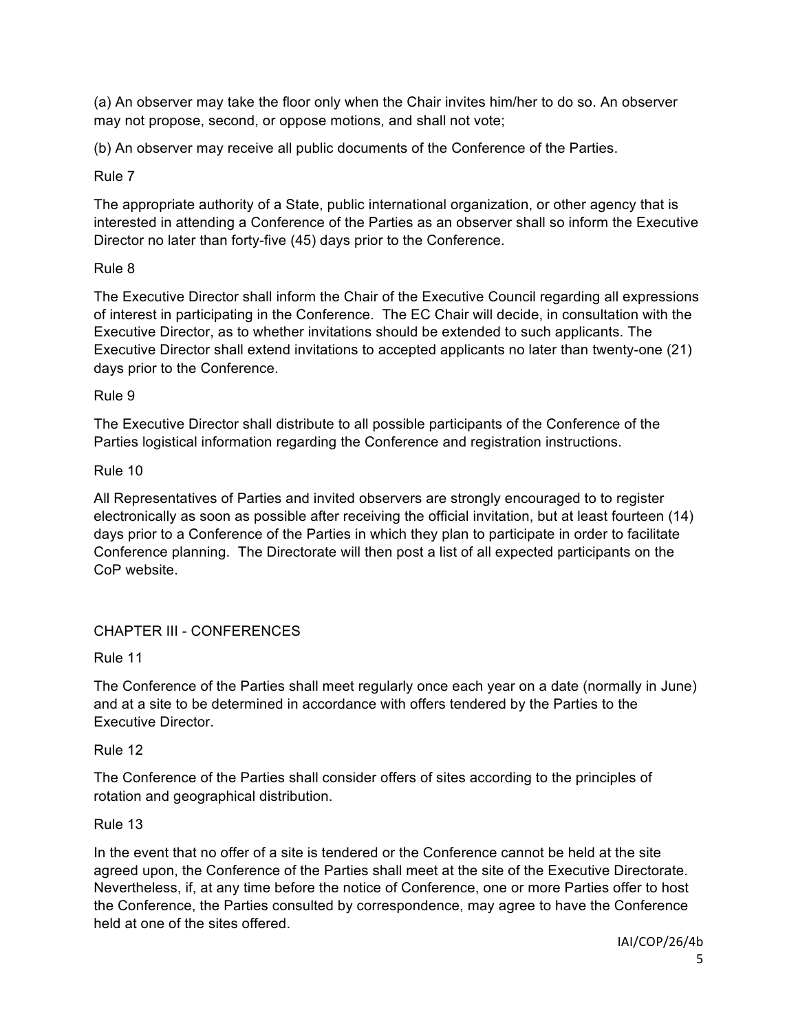(a) An observer may take the floor only when the Chair invites him/her to do so. An observer may not propose, second, or oppose motions, and shall not vote;

(b) An observer may receive all public documents of the Conference of the Parties.

Rule 7

The appropriate authority of a State, public international organization, or other agency that is interested in attending a Conference of the Parties as an observer shall so inform the Executive Director no later than forty-five (45) days prior to the Conference.

Rule 8

The Executive Director shall inform the Chair of the Executive Council regarding all expressions of interest in participating in the Conference. The EC Chair will decide, in consultation with the Executive Director, as to whether invitations should be extended to such applicants. The Executive Director shall extend invitations to accepted applicants no later than twenty-one (21) days prior to the Conference.

Rule 9

The Executive Director shall distribute to all possible participants of the Conference of the Parties logistical information regarding the Conference and registration instructions.

Rule 10

All Representatives of Parties and invited observers are strongly encouraged to to register electronically as soon as possible after receiving the official invitation, but at least fourteen (14) days prior to a Conference of the Parties in which they plan to participate in order to facilitate Conference planning. The Directorate will then post a list of all expected participants on the CoP website.

## CHAPTER III - CONFERENCES

Rule 11

The Conference of the Parties shall meet regularly once each year on a date (normally in June) and at a site to be determined in accordance with offers tendered by the Parties to the Executive Director.

Rule 12

The Conference of the Parties shall consider offers of sites according to the principles of rotation and geographical distribution.

Rule 13

In the event that no offer of a site is tendered or the Conference cannot be held at the site agreed upon, the Conference of the Parties shall meet at the site of the Executive Directorate. Nevertheless, if, at any time before the notice of Conference, one or more Parties offer to host the Conference, the Parties consulted by correspondence, may agree to have the Conference held at one of the sites offered.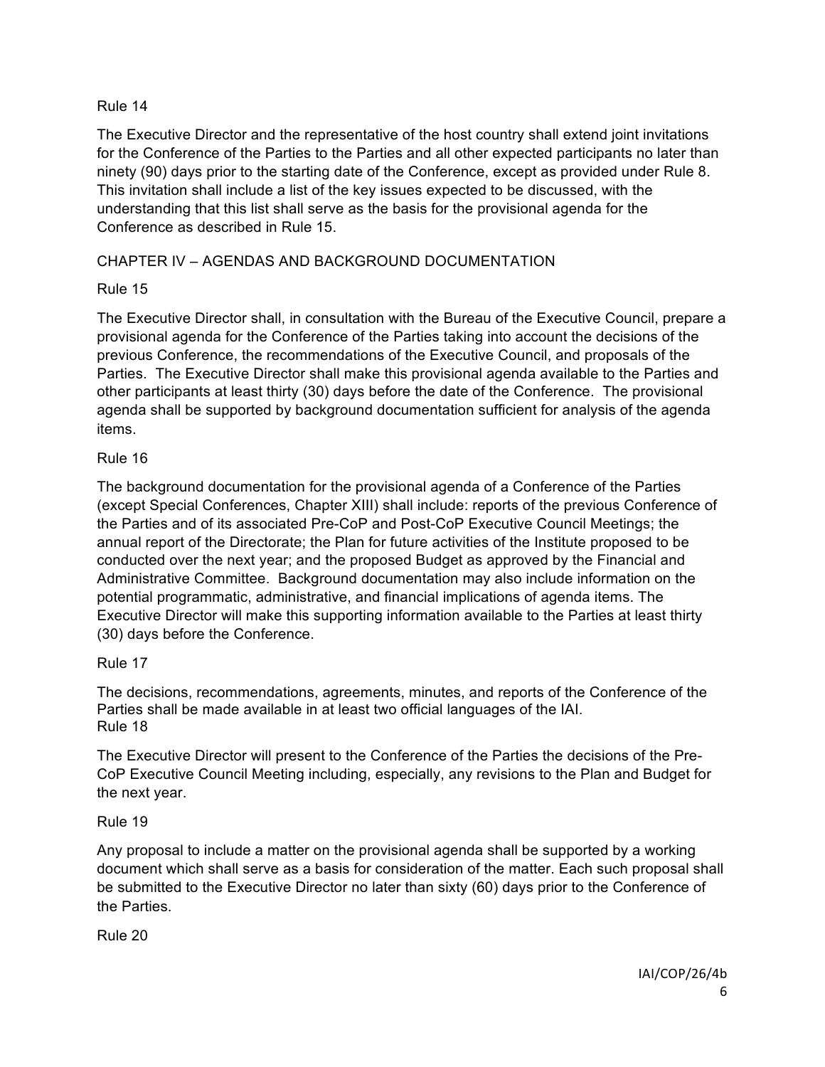Rule 14

The Executive Director and the representative of the host country shall extend joint invitations for the Conference of the Parties to the Parties and all other expected participants no later than ninety (90) days prior to the starting date of the Conference, except as provided under Rule 8. This invitation shall include a list of the key issues expected to be discussed, with the understanding that this list shall serve as the basis for the provisional agenda for the Conference as described in Rule 15.

## CHAPTER IV – AGENDAS AND BACKGROUND DOCUMENTATION

Rule 15

The Executive Director shall, in consultation with the Bureau of the Executive Council, prepare a provisional agenda for the Conference of the Parties taking into account the decisions of the previous Conference, the recommendations of the Executive Council, and proposals of the Parties. The Executive Director shall make this provisional agenda available to the Parties and other participants at least thirty (30) days before the date of the Conference. The provisional agenda shall be supported by background documentation sufficient for analysis of the agenda items.

Rule 16

The background documentation for the provisional agenda of a Conference of the Parties (except Special Conferences, Chapter XIII) shall include: reports of the previous Conference of the Parties and of its associated Pre-CoP and Post-CoP Executive Council Meetings; the annual report of the Directorate; the Plan for future activities of the Institute proposed to be conducted over the next year; and the proposed Budget as approved by the Financial and Administrative Committee. Background documentation may also include information on the potential programmatic, administrative, and financial implications of agenda items. The Executive Director will make this supporting information available to the Parties at least thirty (30) days before the Conference.

Rule 17

The decisions, recommendations, agreements, minutes, and reports of the Conference of the Parties shall be made available in at least two official languages of the IAI.

Rule 18

The Executive Director will present to the Conference of the Parties the decisions of the Pre-CoP Executive Council Meeting including, especially, any revisions to the Plan and Budget for the next year.

Rule 19

Any proposal to include a matter on the provisional agenda shall be supported by a working document which shall serve as a basis for consideration of the matter. Each such proposal shall be submitted to the Executive Director no later than sixty (60) days prior to the Conference of the Parties.

Rule 20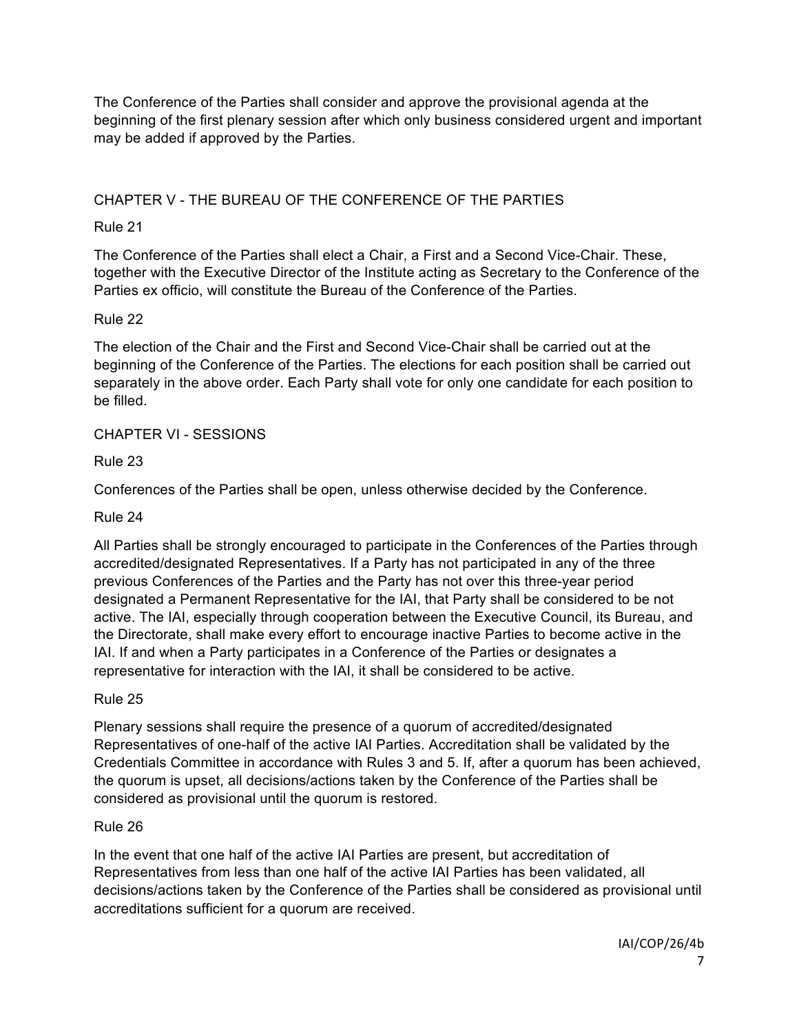The Conference of the Parties shall consider and approve the provisional agenda at the beginning of the first plenary session after which only business considered urgent and important may be added if approved by the Parties.

## CHAPTER V - THE BUREAU OF THE CONFERENCE OF THE PARTIES

Rule 21

The Conference of the Parties shall elect a Chair, a First and a Second Vice-Chair. These, together with the Executive Director of the Institute acting as Secretary to the Conference of the Parties ex officio, will constitute the Bureau of the Conference of the Parties.

Rule 22

The election of the Chair and the First and Second Vice-Chair shall be carried out at the beginning of the Conference of the Parties. The elections for each position shall be carried out separately in the above order. Each Party shall vote for only one candidate for each position to be filled.

## CHAPTER VI - SESSIONS

Rule 23

Conferences of the Parties shall be open, unless otherwise decided by the Conference.

Rule 24

All Parties shall be strongly encouraged to participate in the Conferences of the Parties through accredited/designated Representatives. If a Party has not participated in any of the three previous Conferences of the Parties and the Party has not over this three-year period designated a Permanent Representative for the IAI, that Party shall be considered to be not active. The IAI, especially through cooperation between the Executive Council, its Bureau, and the Directorate, shall make every effort to encourage inactive Parties to become active in the IAI. If and when a Party participates in a Conference of the Parties or designates a representative for interaction with the IAI, it shall be considered to be active.

Rule 25

Plenary sessions shall require the presence of a quorum of accredited/designated Representatives of one-half of the active IAI Parties. Accreditation shall be validated by the Credentials Committee in accordance with Rules 3 and 5. If, after a quorum has been achieved, the quorum is upset, all decisions/actions taken by the Conference of the Parties shall be considered as provisional until the quorum is restored.

Rule 26

In the event that one half of the active IAI Parties are present, but accreditation of Representatives from less than one half of the active IAI Parties has been validated, all decisions/actions taken by the Conference of the Parties shall be considered as provisional until accreditations sufficient for a quorum are received.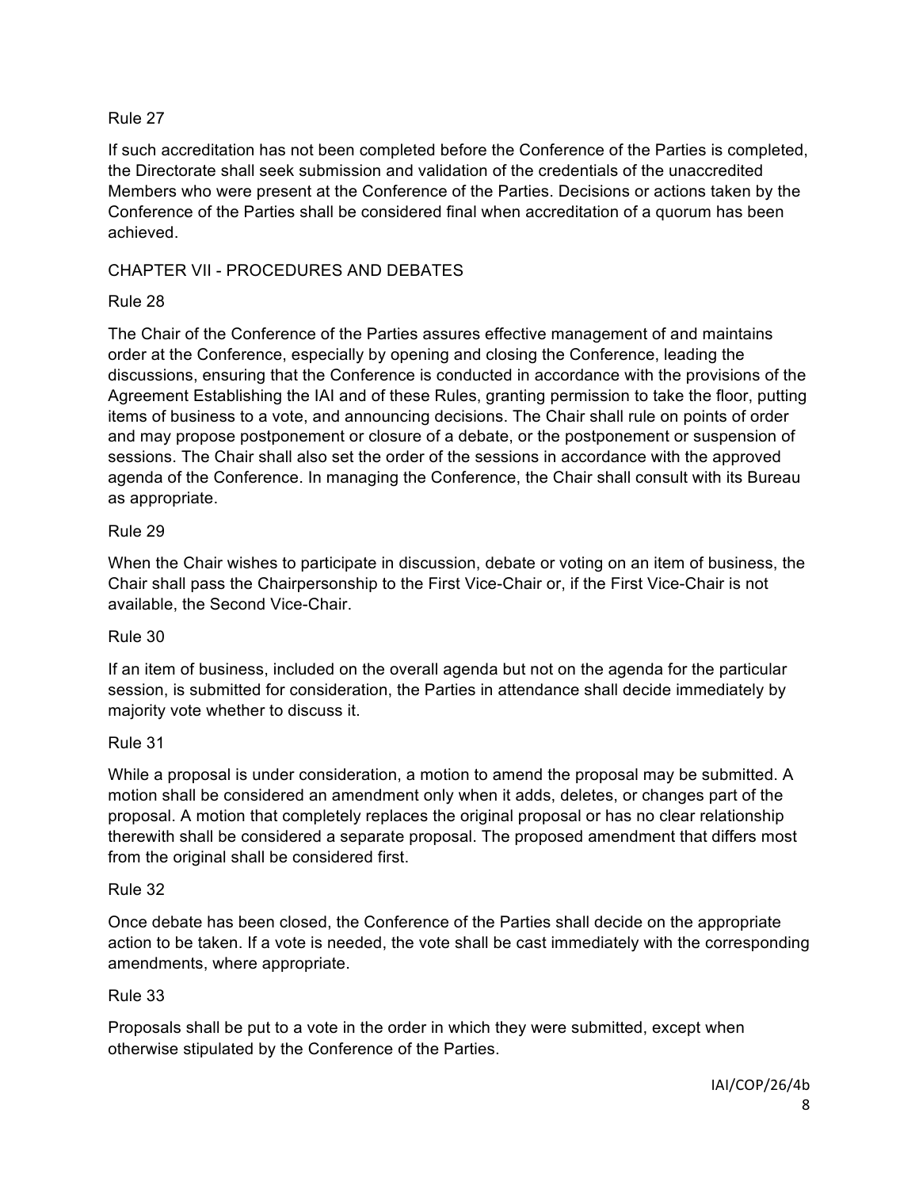Rule 27

If such accreditation has not been completed before the Conference of the Parties is completed, the Directorate shall seek submission and validation of the credentials of the unaccredited Members who were present at the Conference of the Parties. Decisions or actions taken by the Conference of the Parties shall be considered final when accreditation of a quorum has been achieved.

## CHAPTER VII - PROCEDURES AND DEBATES

Rule 28

The Chair of the Conference of the Parties assures effective management of and maintains order at the Conference, especially by opening and closing the Conference, leading the discussions, ensuring that the Conference is conducted in accordance with the provisions of the Agreement Establishing the IAI and of these Rules, granting permission to take the floor, putting items of business to a vote, and announcing decisions. The Chair shall rule on points of order and may propose postponement or closure of a debate, or the postponement or suspension of sessions. The Chair shall also set the order of the sessions in accordance with the approved agenda of the Conference. In managing the Conference, the Chair shall consult with its Bureau as appropriate.

Rule 29

When the Chair wishes to participate in discussion, debate or voting on an item of business, the Chair shall pass the Chairpersonship to the First Vice-Chair or, if the First Vice-Chair is not available, the Second Vice-Chair.

Rule 30

If an item of business, included on the overall agenda but not on the agenda for the particular session, is submitted for consideration, the Parties in attendance shall decide immediately by majority vote whether to discuss it.

Rule 31

While a proposal is under consideration, a motion to amend the proposal may be submitted. A motion shall be considered an amendment only when it adds, deletes, or changes part of the proposal. A motion that completely replaces the original proposal or has no clear relationship therewith shall be considered a separate proposal. The proposed amendment that differs most from the original shall be considered first.

Rule 32

Once debate has been closed, the Conference of the Parties shall decide on the appropriate action to be taken. If a vote is needed, the vote shall be cast immediately with the corresponding amendments, where appropriate.

Rule 33

Proposals shall be put to a vote in the order in which they were submitted, except when otherwise stipulated by the Conference of the Parties.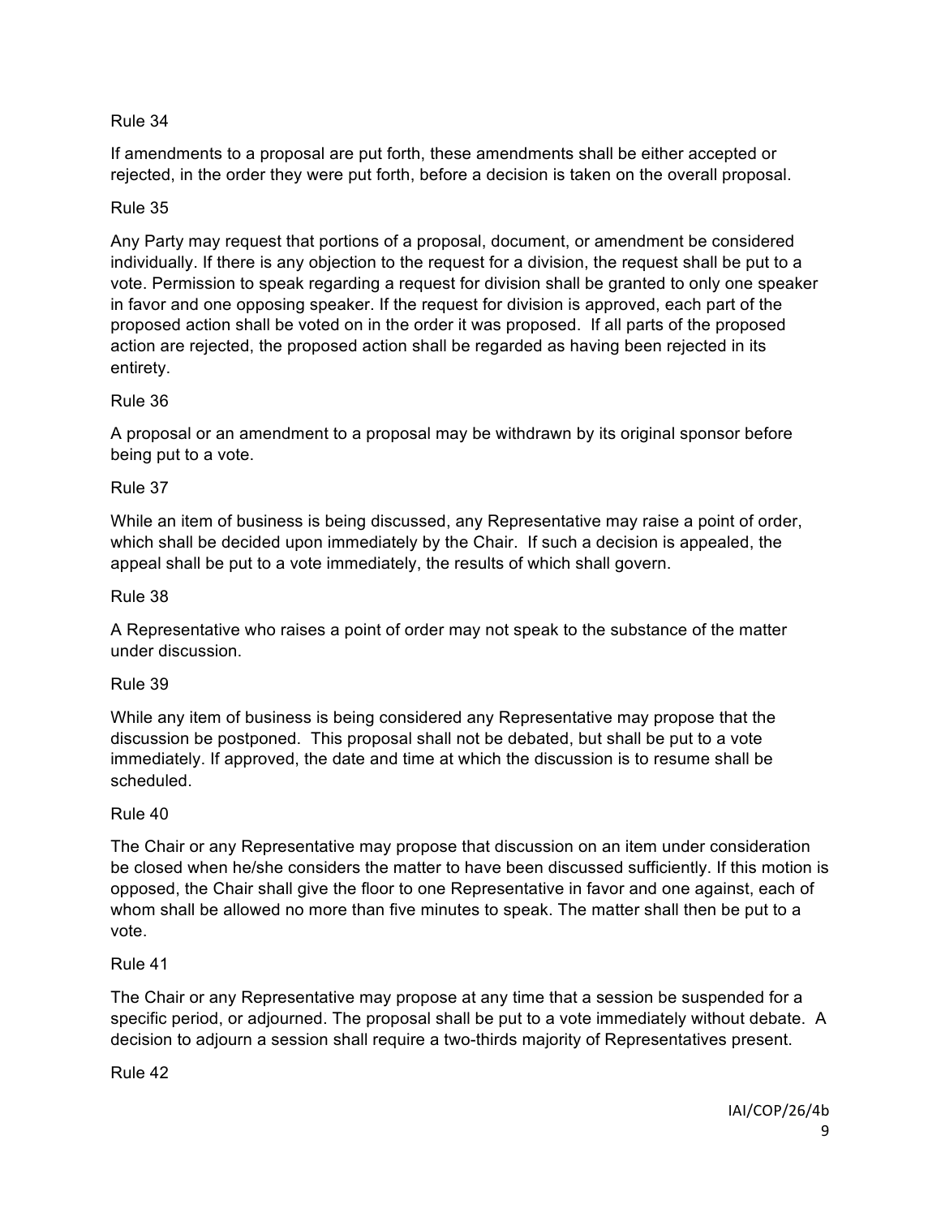Rule 34

If amendments to a proposal are put forth, these amendments shall be either accepted or rejected, in the order they were put forth, before a decision is taken on the overall proposal.

Rule 35

Any Party may request that portions of a proposal, document, or amendment be considered individually. If there is any objection to the request for a division, the request shall be put to a vote. Permission to speak regarding a request for division shall be granted to only one speaker in favor and one opposing speaker. If the request for division is approved, each part of the proposed action shall be voted on in the order it was proposed. If all parts of the proposed action are rejected, the proposed action shall be regarded as having been rejected in its entirety.

Rule 36

A proposal or an amendment to a proposal may be withdrawn by its original sponsor before being put to a vote.

Rule 37

While an item of business is being discussed, any Representative may raise a point of order, which shall be decided upon immediately by the Chair. If such a decision is appealed, the appeal shall be put to a vote immediately, the results of which shall govern.

Rule 38

A Representative who raises a point of order may not speak to the substance of the matter under discussion.

Rule 39

While any item of business is being considered any Representative may propose that the discussion be postponed. This proposal shall not be debated, but shall be put to a vote immediately. If approved, the date and time at which the discussion is to resume shall be scheduled.

Rule 40

The Chair or any Representative may propose that discussion on an item under consideration be closed when he/she considers the matter to have been discussed sufficiently. If this motion is opposed, the Chair shall give the floor to one Representative in favor and one against, each of whom shall be allowed no more than five minutes to speak. The matter shall then be put to a vote.

Rule 41

The Chair or any Representative may propose at any time that a session be suspended for a specific period, or adjourned. The proposal shall be put to a vote immediately without debate. A decision to adjourn a session shall require a two-thirds majority of Representatives present.

Rule 42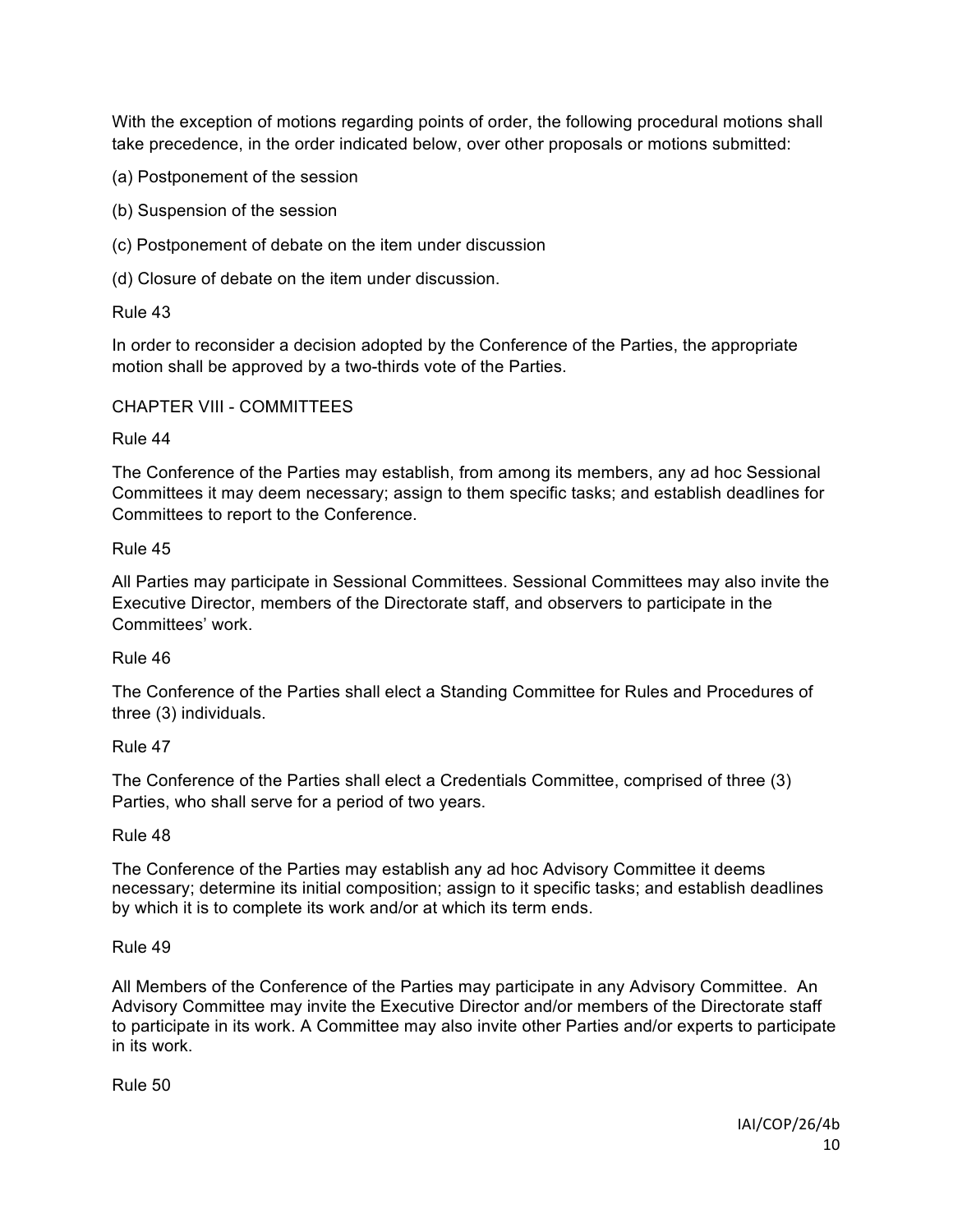With the exception of motions regarding points of order, the following procedural motions shall take precedence, in the order indicated below, over other proposals or motions submitted:

(a) Postponement of the session

(b) Suspension of the session

(c) Postponement of debate on the item under discussion

(d) Closure of debate on the item under discussion.

Rule 43

In order to reconsider a decision adopted by the Conference of the Parties, the appropriate motion shall be approved by a two-thirds vote of the Parties.

CHAPTER VIII - COMMITTEES

Rule 44

The Conference of the Parties may establish, from among its members, any ad hoc Sessional Committees it may deem necessary; assign to them specific tasks; and establish deadlines for Committees to report to the Conference.

Rule 45

All Parties may participate in Sessional Committees. Sessional Committees may also invite the Executive Director, members of the Directorate staff, and observers to participate in the Committees' work.

Rule 46

The Conference of the Parties shall elect a Standing Committee for Rules and Procedures of three (3) individuals.

Rule 47

The Conference of the Parties shall elect a Credentials Committee, comprised of three (3) Parties, who shall serve for a period of two years.

Rule 48

The Conference of the Parties may establish any ad hoc Advisory Committee it deems necessary; determine its initial composition; assign to it specific tasks; and establish deadlines by which it is to complete its work and/or at which its term ends.

Rule 49

All Members of the Conference of the Parties may participate in any Advisory Committee. An Advisory Committee may invite the Executive Director and/or members of the Directorate staff to participate in its work. A Committee may also invite other Parties and/or experts to participate in its work.

Rule 50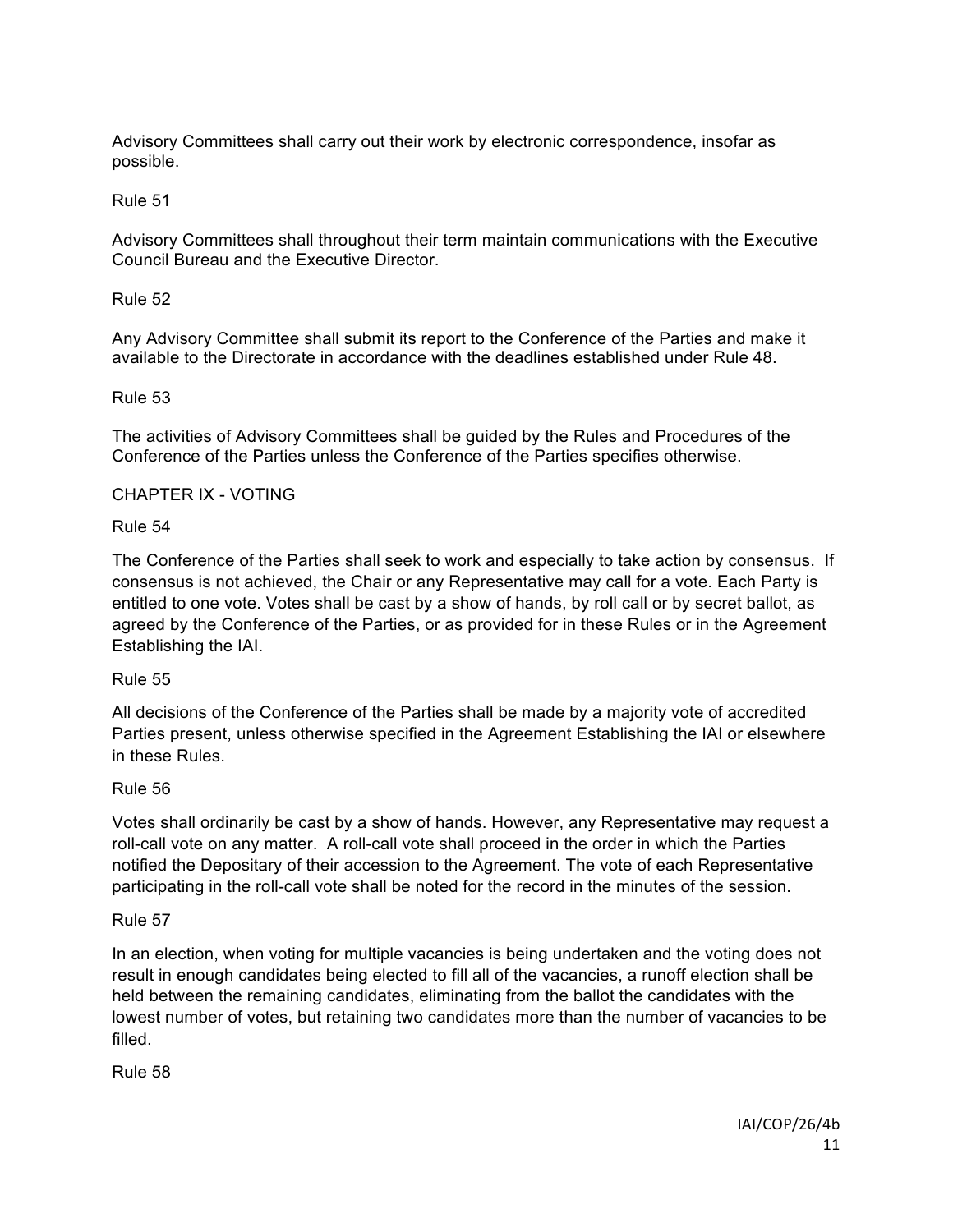Advisory Committees shall carry out their work by electronic correspondence, insofar as possible.

Rule 51

Advisory Committees shall throughout their term maintain communications with the Executive Council Bureau and the Executive Director.

Rule 52

Any Advisory Committee shall submit its report to the Conference of the Parties and make it available to the Directorate in accordance with the deadlines established under Rule 48.

Rule 53

The activities of Advisory Committees shall be guided by the Rules and Procedures of the Conference of the Parties unless the Conference of the Parties specifies otherwise.

## CHAPTER IX - VOTING

Rule 54

The Conference of the Parties shall seek to work and especially to take action by consensus. If consensus is not achieved, the Chair or any Representative may call for a vote. Each Party is entitled to one vote. Votes shall be cast by a show of hands, by roll call or by secret ballot, as agreed by the Conference of the Parties, or as provided for in these Rules or in the Agreement Establishing the IAI.

Rule 55

All decisions of the Conference of the Parties shall be made by a majority vote of accredited Parties present, unless otherwise specified in the Agreement Establishing the IAI or elsewhere in these Rules.

Rule 56

Votes shall ordinarily be cast by a show of hands. However, any Representative may request a roll-call vote on any matter. A roll-call vote shall proceed in the order in which the Parties notified the Depositary of their accession to the Agreement. The vote of each Representative participating in the roll-call vote shall be noted for the record in the minutes of the session.

Rule 57

In an election, when voting for multiple vacancies is being undertaken and the voting does not result in enough candidates being elected to fill all of the vacancies, a runoff election shall be held between the remaining candidates, eliminating from the ballot the candidates with the lowest number of votes, but retaining two candidates more than the number of vacancies to be filled.

Rule 58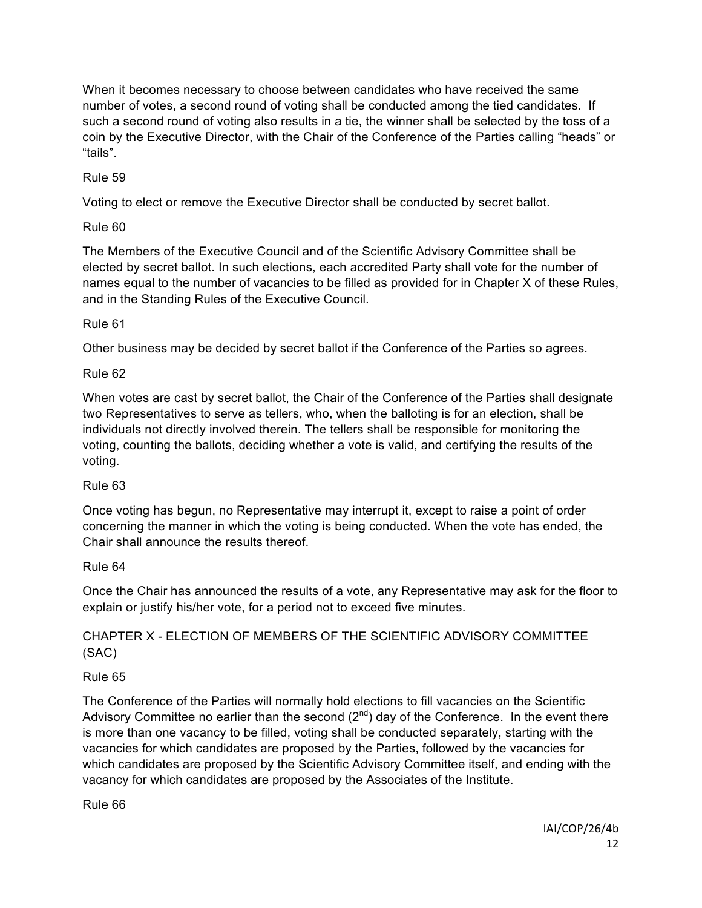When it becomes necessary to choose between candidates who have received the same number of votes, a second round of voting shall be conducted among the tied candidates. If such a second round of voting also results in a tie, the winner shall be selected by the toss of a coin by the Executive Director, with the Chair of the Conference of the Parties calling "heads" or "tails".

Rule 59

Voting to elect or remove the Executive Director shall be conducted by secret ballot.

Rule 60

The Members of the Executive Council and of the Scientific Advisory Committee shall be elected by secret ballot. In such elections, each accredited Party shall vote for the number of names equal to the number of vacancies to be filled as provided for in Chapter X of these Rules, and in the Standing Rules of the Executive Council.

Rule 61

Other business may be decided by secret ballot if the Conference of the Parties so agrees.

Rule 62

When votes are cast by secret ballot, the Chair of the Conference of the Parties shall designate two Representatives to serve as tellers, who, when the balloting is for an election, shall be individuals not directly involved therein. The tellers shall be responsible for monitoring the voting, counting the ballots, deciding whether a vote is valid, and certifying the results of the voting.

Rule 63

Once voting has begun, no Representative may interrupt it, except to raise a point of order concerning the manner in which the voting is being conducted. When the vote has ended, the Chair shall announce the results thereof.

Rule 64

Once the Chair has announced the results of a vote, any Representative may ask for the floor to explain or justify his/her vote, for a period not to exceed five minutes.

## CHAPTER X - ELECTION OF MEMBERS OF THE SCIENTIFIC ADVISORY COMMITTEE (SAC)

Rule 65

The Conference of the Parties will normally hold elections to fill vacancies on the Scientific Advisory Committee no earlier than the second (2nd) day of the Conference. In the event there is more than one vacancy to be filled, voting shall be conducted separately, starting with the vacancies for which candidates are proposed by the Parties, followed by the vacancies for which candidates are proposed by the Scientific Advisory Committee itself, and ending with the vacancy for which candidates are proposed by the Associates of the Institute.

Rule 66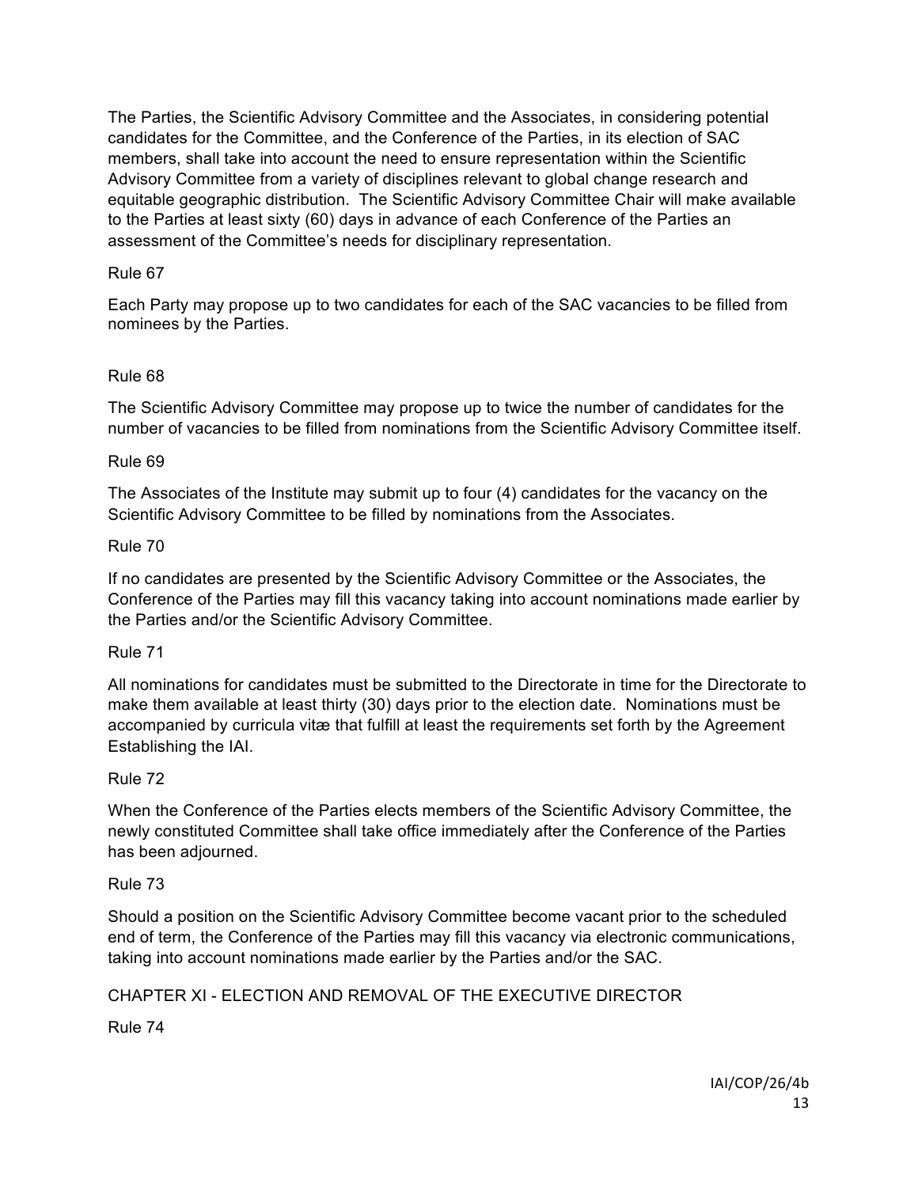The Parties, the Scientific Advisory Committee and the Associates, in considering potential candidates for the Committee, and the Conference of the Parties, in its election of SAC members, shall take into account the need to ensure representation within the Scientific Advisory Committee from a variety of disciplines relevant to global change research and equitable geographic distribution. The Scientific Advisory Committee Chair will make available to the Parties at least sixty (60) days in advance of each Conference of the Parties an assessment of the Committee's needs for disciplinary representation.

Rule 67

Each Party may propose up to two candidates for each of the SAC vacancies to be filled from nominees by the Parties.

Rule 68

The Scientific Advisory Committee may propose up to twice the number of candidates for the number of vacancies to be filled from nominations from the Scientific Advisory Committee itself.

Rule 69

The Associates of the Institute may submit up to four (4) candidates for the vacancy on the Scientific Advisory Committee to be filled by nominations from the Associates.

Rule 70

If no candidates are presented by the Scientific Advisory Committee or the Associates, the Conference of the Parties may fill this vacancy taking into account nominations made earlier by the Parties and/or the Scientific Advisory Committee.

Rule 71

All nominations for candidates must be submitted to the Directorate in time for the Directorate to make them available at least thirty (30) days prior to the election date. Nominations must be accompanied by curricula vitæ that fulfill at least the requirements set forth by the Agreement Establishing the IAI.

Rule 72

When the Conference of the Parties elects members of the Scientific Advisory Committee, the newly constituted Committee shall take office immediately after the Conference of the Parties has been adjourned.

Rule 73

Should a position on the Scientific Advisory Committee become vacant prior to the scheduled end of term, the Conference of the Parties may fill this vacancy via electronic communications, taking into account nominations made earlier by the Parties and/or the SAC.

## CHAPTER XI - ELECTION AND REMOVAL OF THE EXECUTIVE DIRECTOR

Rule 74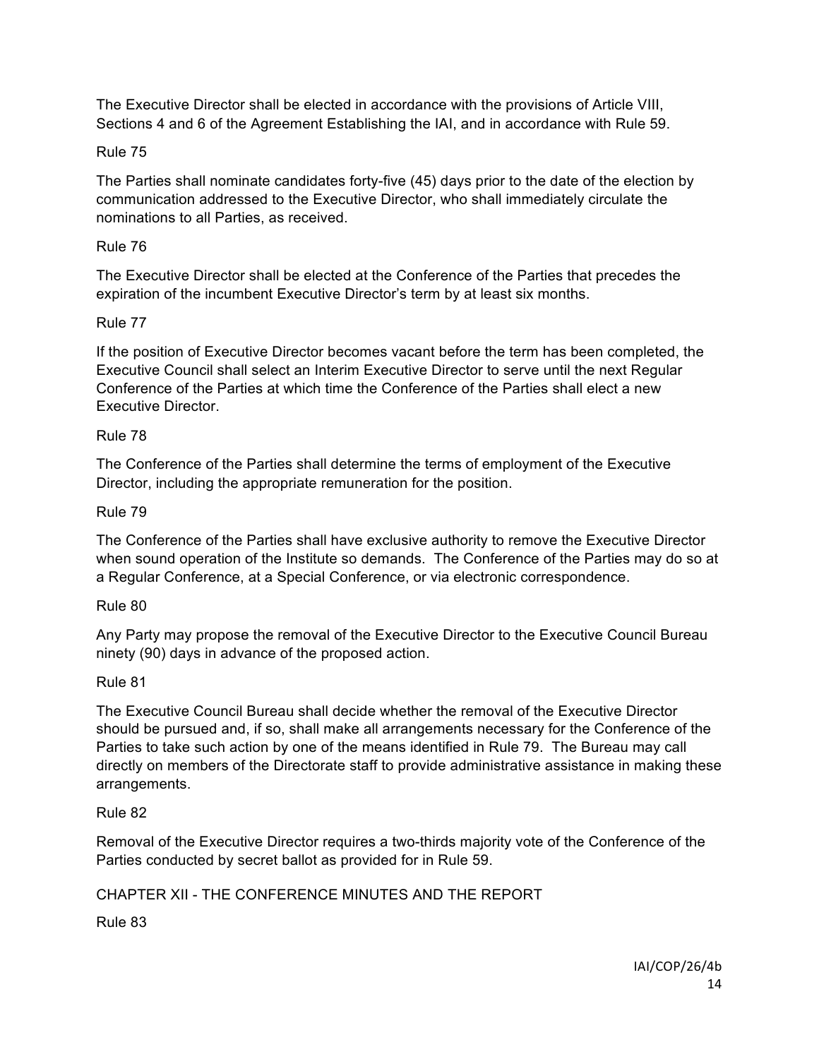The Executive Director shall be elected in accordance with the provisions of Article VIII, Sections 4 and 6 of the Agreement Establishing the IAI, and in accordance with Rule 59.

Rule 75

The Parties shall nominate candidates forty-five (45) days prior to the date of the election by communication addressed to the Executive Director, who shall immediately circulate the nominations to all Parties, as received.

Rule 76

The Executive Director shall be elected at the Conference of the Parties that precedes the expiration of the incumbent Executive Director's term by at least six months.

Rule 77

If the position of Executive Director becomes vacant before the term has been completed, the Executive Council shall select an Interim Executive Director to serve until the next Regular Conference of the Parties at which time the Conference of the Parties shall elect a new Executive Director.

Rule 78

The Conference of the Parties shall determine the terms of employment of the Executive Director, including the appropriate remuneration for the position.

Rule 79

The Conference of the Parties shall have exclusive authority to remove the Executive Director when sound operation of the Institute so demands. The Conference of the Parties may do so at a Regular Conference, at a Special Conference, or via electronic correspondence.

Rule 80

Any Party may propose the removal of the Executive Director to the Executive Council Bureau ninety (90) days in advance of the proposed action.

Rule 81

The Executive Council Bureau shall decide whether the removal of the Executive Director should be pursued and, if so, shall make all arrangements necessary for the Conference of the Parties to take such action by one of the means identified in Rule 79. The Bureau may call directly on members of the Directorate staff to provide administrative assistance in making these arrangements.

Rule 82

Removal of the Executive Director requires a two-thirds majority vote of the Conference of the Parties conducted by secret ballot as provided for in Rule 59.

## CHAPTER XII - THE CONFERENCE MINUTES AND THE REPORT

Rule 83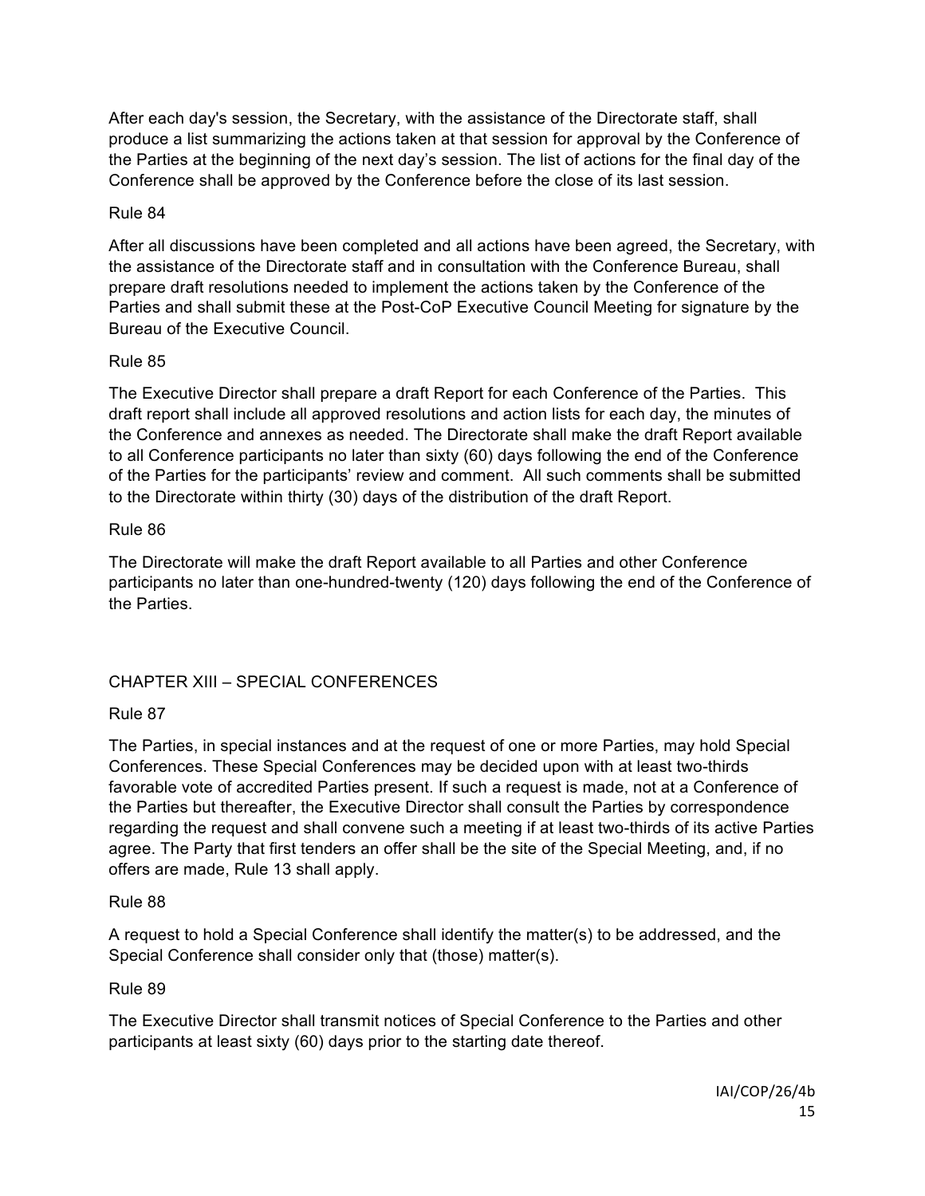After each day's session, the Secretary, with the assistance of the Directorate staff, shall produce a list summarizing the actions taken at that session for approval by the Conference of the Parties at the beginning of the next day's session. The list of actions for the final day of the Conference shall be approved by the Conference before the close of its last session.

Rule 84

After all discussions have been completed and all actions have been agreed, the Secretary, with the assistance of the Directorate staff and in consultation with the Conference Bureau, shall prepare draft resolutions needed to implement the actions taken by the Conference of the Parties and shall submit these at the Post-CoP Executive Council Meeting for signature by the Bureau of the Executive Council.

Rule 85

The Executive Director shall prepare a draft Report for each Conference of the Parties. This draft report shall include all approved resolutions and action lists for each day, the minutes of the Conference and annexes as needed. The Directorate shall make the draft Report available to all Conference participants no later than sixty (60) days following the end of the Conference of the Parties for the participants' review and comment. All such comments shall be submitted to the Directorate within thirty (30) days of the distribution of the draft Report.

Rule 86

The Directorate will make the draft Report available to all Parties and other Conference participants no later than one-hundred-twenty (120) days following the end of the Conference of the Parties.

## CHAPTER XIII – SPECIAL CONFERENCES

Rule 87

The Parties, in special instances and at the request of one or more Parties, may hold Special Conferences. These Special Conferences may be decided upon with at least two-thirds favorable vote of accredited Parties present. If such a request is made, not at a Conference of the Parties but thereafter, the Executive Director shall consult the Parties by correspondence regarding the request and shall convene such a meeting if at least two-thirds of its active Parties agree. The Party that first tenders an offer shall be the site of the Special Meeting, and, if no offers are made, Rule 13 shall apply.

Rule 88

A request to hold a Special Conference shall identify the matter(s) to be addressed, and the Special Conference shall consider only that (those) matter(s).

Rule 89

The Executive Director shall transmit notices of Special Conference to the Parties and other participants at least sixty (60) days prior to the starting date thereof.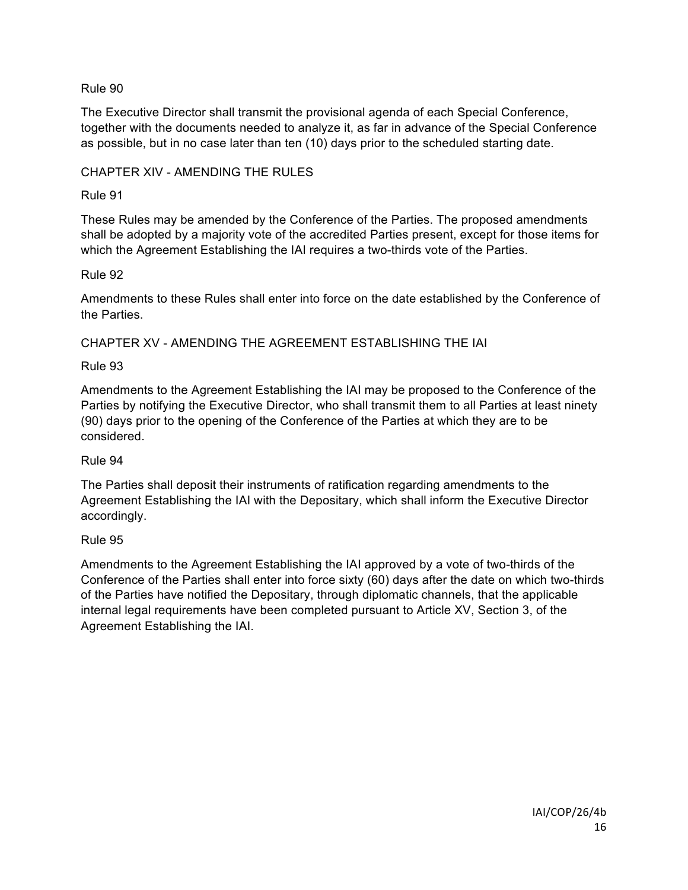Rule 90

The Executive Director shall transmit the provisional agenda of each Special Conference, together with the documents needed to analyze it, as far in advance of the Special Conference as possible, but in no case later than ten (10) days prior to the scheduled starting date.

## CHAPTER XIV - AMENDING THE RULES

Rule 91

These Rules may be amended by the Conference of the Parties. The proposed amendments shall be adopted by a majority vote of the accredited Parties present, except for those items for which the Agreement Establishing the IAI requires a two-thirds vote of the Parties.

Rule 92

Amendments to these Rules shall enter into force on the date established by the Conference of the Parties.

## CHAPTER XV - AMENDING THE AGREEMENT ESTABLISHING THE IAI

Rule 93

Amendments to the Agreement Establishing the IAI may be proposed to the Conference of the Parties by notifying the Executive Director, who shall transmit them to all Parties at least ninety (90) days prior to the opening of the Conference of the Parties at which they are to be considered.

Rule 94

The Parties shall deposit their instruments of ratification regarding amendments to the Agreement Establishing the IAI with the Depositary, which shall inform the Executive Director accordingly.

Rule 95

Amendments to the Agreement Establishing the IAI approved by a vote of two-thirds of the Conference of the Parties shall enter into force sixty (60) days after the date on which two-thirds of the Parties have notified the Depositary, through diplomatic channels, that the applicable internal legal requirements have been completed pursuant to Article XV, Section 3, of the Agreement Establishing the IAI.